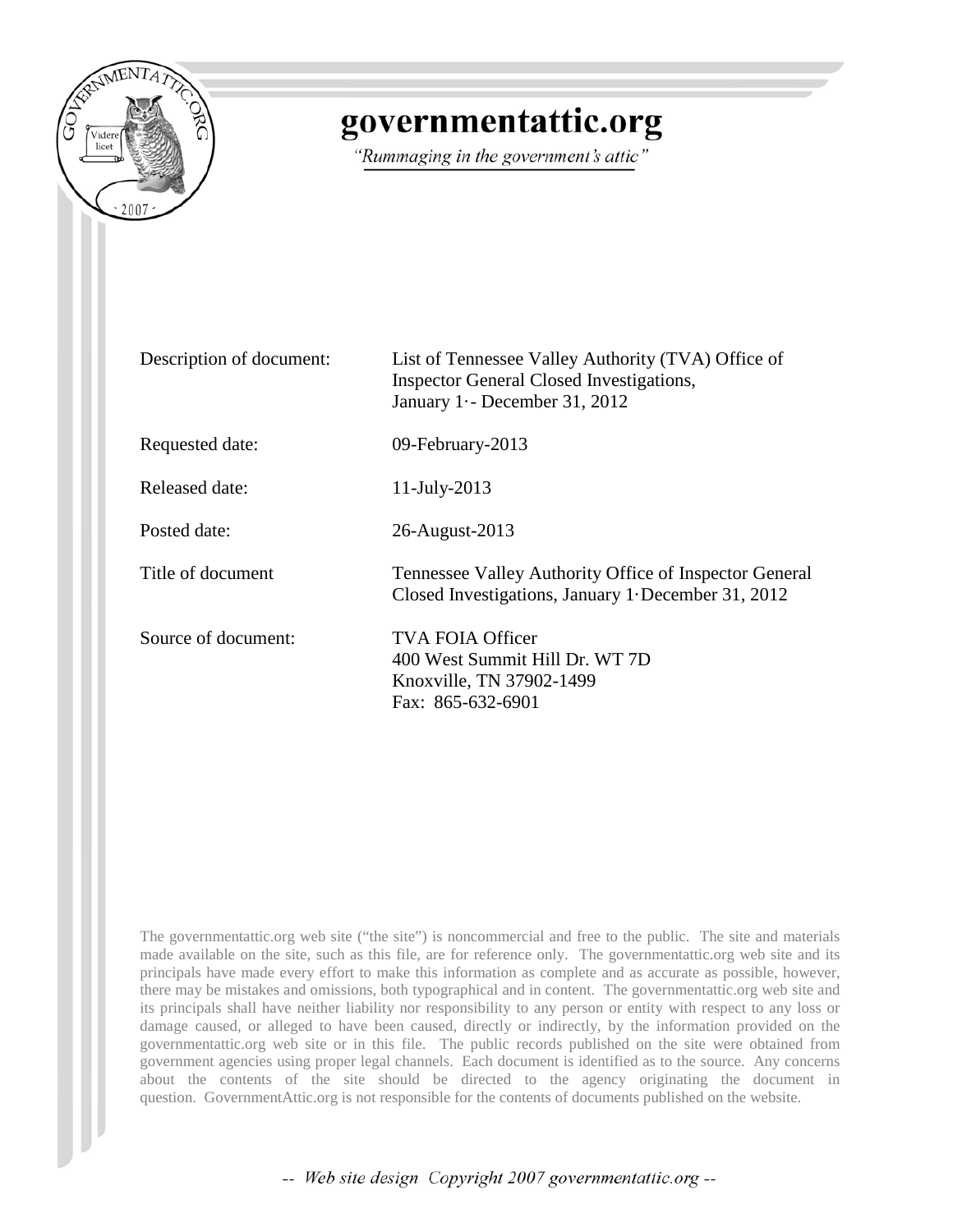# governmentattic.org

*"Rummaging in the government's attic"*

| | |
|---|---|
| Description of document: | List of Tennessee Valley Authority (TVA) Office of Inspector General Closed Investigations, January 1·- December 31, 2012 |
| Requested date: | 09-February-2013 |
| Released date: | 11-July-2013 |
| Posted date: | 26-August-2013 |
| Title of document | Tennessee Valley Authority Office of Inspector General Closed Investigations, January 1·December 31, 2012 |
| Source of document: | TVA FOIA Officer<br>400 West Summit Hill Dr. WT 7D<br>Knoxville, TN 37902-1499<br>Fax: 865-632-6901 |

The governmentattic.org web site ("the site") is noncommercial and free to the public. The site and materials made available on the site, such as this file, are for reference only. The governmentattic.org web site and its principals have made every effort to make this information as complete and as accurate as possible, however, there may be mistakes and omissions, both typographical and in content. The governmentattic.org web site and its principals shall have neither liability nor responsibility to any person or entity with respect to any loss or damage caused, or alleged to have been caused, directly or indirectly, by the information provided on the governmentattic.org web site or in this file. The public records published on the site were obtained from government agencies using proper legal channels. Each document is identified as to the source. Any concerns about the contents of the site should be directed to the agency originating the document in question. GovernmentAttic.org is not responsible for the contents of documents published on the website.

-- *Web site design Copyright 2007 governmentattic.org* --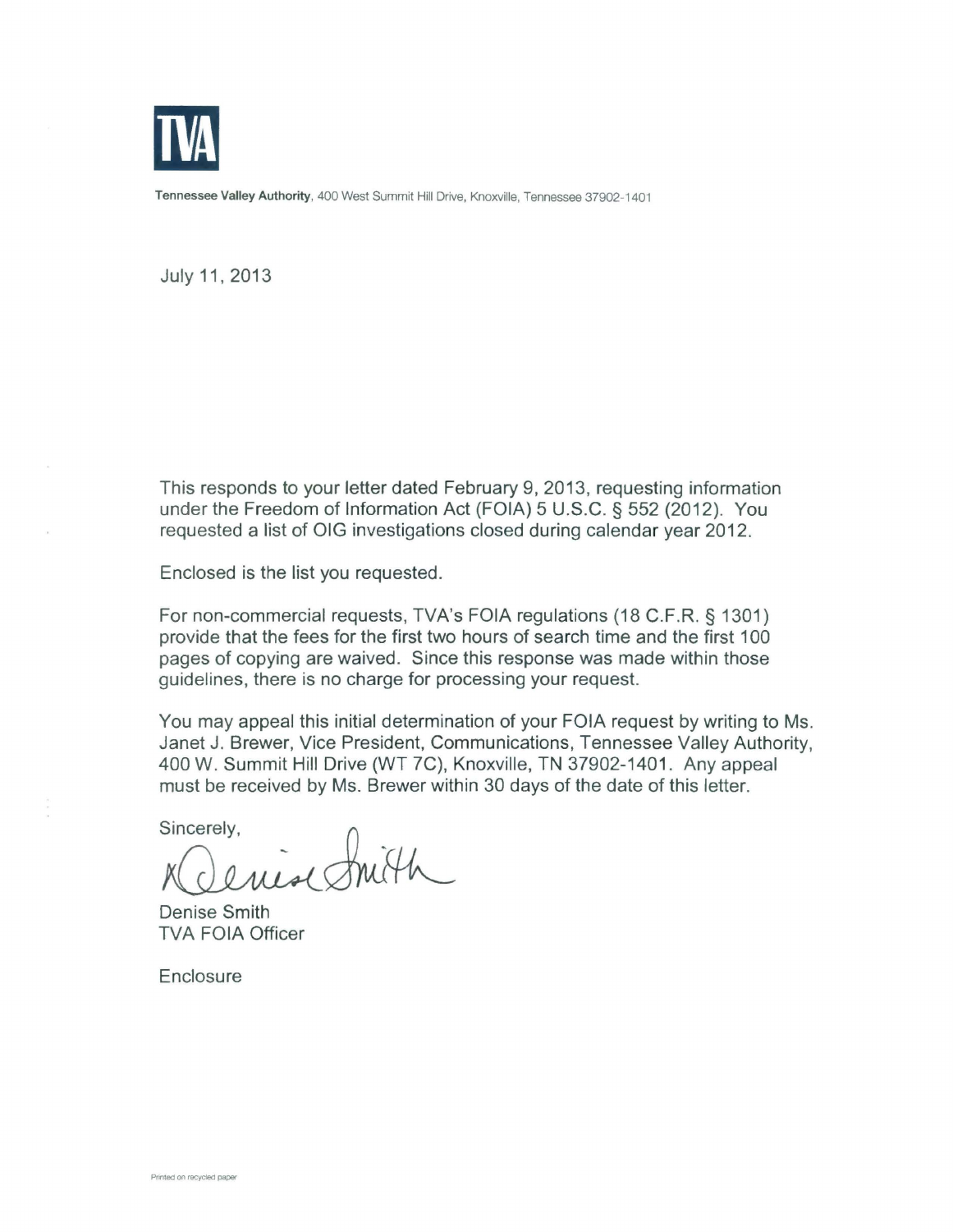**TVA**

**Tennessee Valley Authority**, 400 West Summit Hill Drive, Knoxville, Tennessee 37902-1401

July 11, 2013

This responds to your letter dated February 9, 2013, requesting information under the Freedom of Information Act (FOIA) 5 U.S.C. § 552 (2012). You requested a list of OIG investigations closed during calendar year 2012.

Enclosed is the list you requested.

For non-commercial requests, TVA's FOIA regulations (18 C.F.R. § 1301) provide that the fees for the first two hours of search time and the first 100 pages of copying are waived. Since this response was made within those guidelines, there is no charge for processing your request.

You may appeal this initial determination of your FOIA request by writing to Ms. Janet J. Brewer, Vice President, Communications, Tennessee Valley Authority, 400 W. Summit Hill Drive (WT 7C), Knoxville, TN 37902-1401. Any appeal must be received by Ms. Brewer within 30 days of the date of this letter.

Sincerely,

Denise Smith

Denise Smith
TVA FOIA Officer

Enclosure

Printed on recycled paper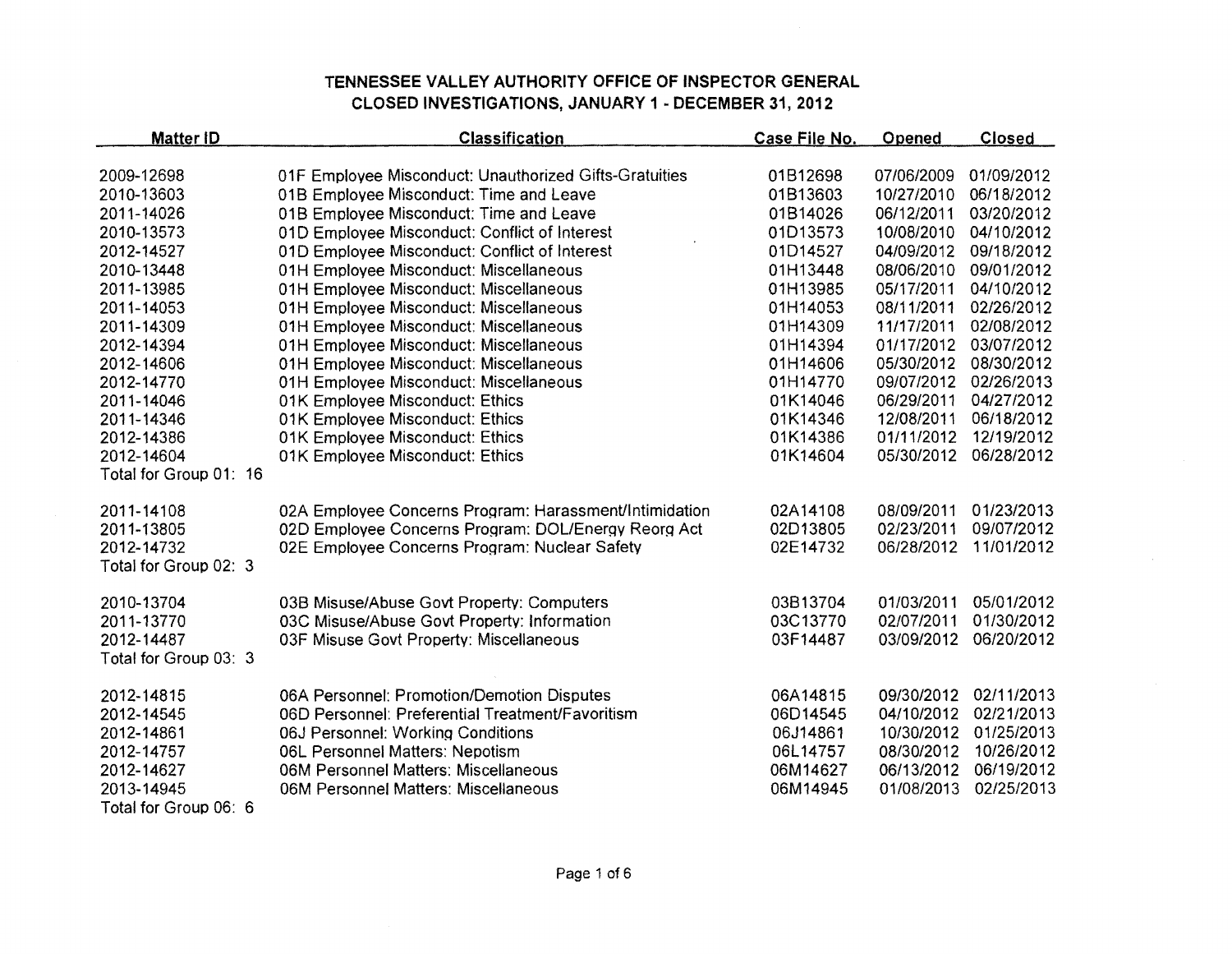## TENNESSEE VALLEY AUTHORITY OFFICE OF INSPECTOR GENERAL
## CLOSED INVESTIGATIONS, JANUARY 1 - DECEMBER 31, 2012

| Matter ID | Classification | Case File No. | Opened | Closed |
|---|---|---|---|---|
| 2009-12698 | 01F Employee Misconduct: Unauthorized Gifts-Gratuities | 01B12698 | 07/06/2009 | 01/09/2012 |
| 2010-13603 | 01B Employee Misconduct: Time and Leave | 01B13603 | 10/27/2010 | 06/18/2012 |
| 2011-14026 | 01B Employee Misconduct: Time and Leave | 01B14026 | 06/12/2011 | 03/20/2012 |
| 2010-13573 | 01D Employee Misconduct: Conflict of Interest | 01D13573 | 10/08/2010 | 04/10/2012 |
| 2012-14527 | 01D Employee Misconduct: Conflict of Interest | 01D14527 | 04/09/2012 | 09/18/2012 |
| 2010-13448 | 01H Employee Misconduct: Miscellaneous | 01H13448 | 08/06/2010 | 09/01/2012 |
| 2011-13985 | 01H Employee Misconduct: Miscellaneous | 01H13985 | 05/17/2011 | 04/10/2012 |
| 2011-14053 | 01H Employee Misconduct: Miscellaneous | 01H14053 | 08/11/2011 | 02/26/2012 |
| 2011-14309 | 01H Employee Misconduct: Miscellaneous | 01H14309 | 11/17/2011 | 02/08/2012 |
| 2012-14394 | 01H Employee Misconduct: Miscellaneous | 01H14394 | 01/17/2012 | 03/07/2012 |
| 2012-14606 | 01H Employee Misconduct: Miscellaneous | 01H14606 | 05/30/2012 | 08/30/2012 |
| 2012-14770 | 01H Employee Misconduct: Miscellaneous | 01H14770 | 09/07/2012 | 02/26/2013 |
| 2011-14046 | 01K Employee Misconduct: Ethics | 01K14046 | 06/29/2011 | 04/27/2012 |
| 2011-14346 | 01K Employee Misconduct: Ethics | 01K14346 | 12/08/2011 | 06/18/2012 |
| 2012-14386 | 01K Employee Misconduct: Ethics | 01K14386 | 01/11/2012 | 12/19/2012 |
| 2012-14604 | 01K Employee Misconduct: Ethics | 01K14604 | 05/30/2012 | 06/28/2012 |
| Total for Group 01: 16 | | | | |
| 2011-14108 | 02A Employee Concerns Program: Harassment/Intimidation | 02A14108 | 08/09/2011 | 01/23/2013 |
| 2011-13805 | 02D Employee Concerns Program: DOL/Energy Reorg Act | 02D13805 | 02/23/2011 | 09/07/2012 |
| 2012-14732 | 02E Employee Concerns Program: Nuclear Safety | 02E14732 | 06/28/2012 | 11/01/2012 |
| Total for Group 02: 3 | | | | |
| 2010-13704 | 03B Misuse/Abuse Govt Property: Computers | 03B13704 | 01/03/2011 | 05/01/2012 |
| 2011-13770 | 03C Misuse/Abuse Govt Property: Information | 03C13770 | 02/07/2011 | 01/30/2012 |
| 2012-14487 | 03F Misuse Govt Property: Miscellaneous | 03F14487 | 03/09/2012 | 06/20/2012 |
| Total for Group 03: 3 | | | | |
| 2012-14815 | 06A Personnel: Promotion/Demotion Disputes | 06A14815 | 09/30/2012 | 02/11/2013 |
| 2012-14545 | 06D Personnel: Preferential Treatment/Favoritism | 06D14545 | 04/10/2012 | 02/21/2013 |
| 2012-14861 | 06J Personnel: Working Conditions | 06J14861 | 10/30/2012 | 01/25/2013 |
| 2012-14757 | 06L Personnel Matters: Nepotism | 06L14757 | 08/30/2012 | 10/26/2012 |
| 2012-14627 | 06M Personnel Matters: Miscellaneous | 06M14627 | 06/13/2012 | 06/19/2012 |
| 2013-14945 | 06M Personnel Matters: Miscellaneous | 06M14945 | 01/08/2013 | 02/25/2013 |
| Total for Group 06: 6 | | | | |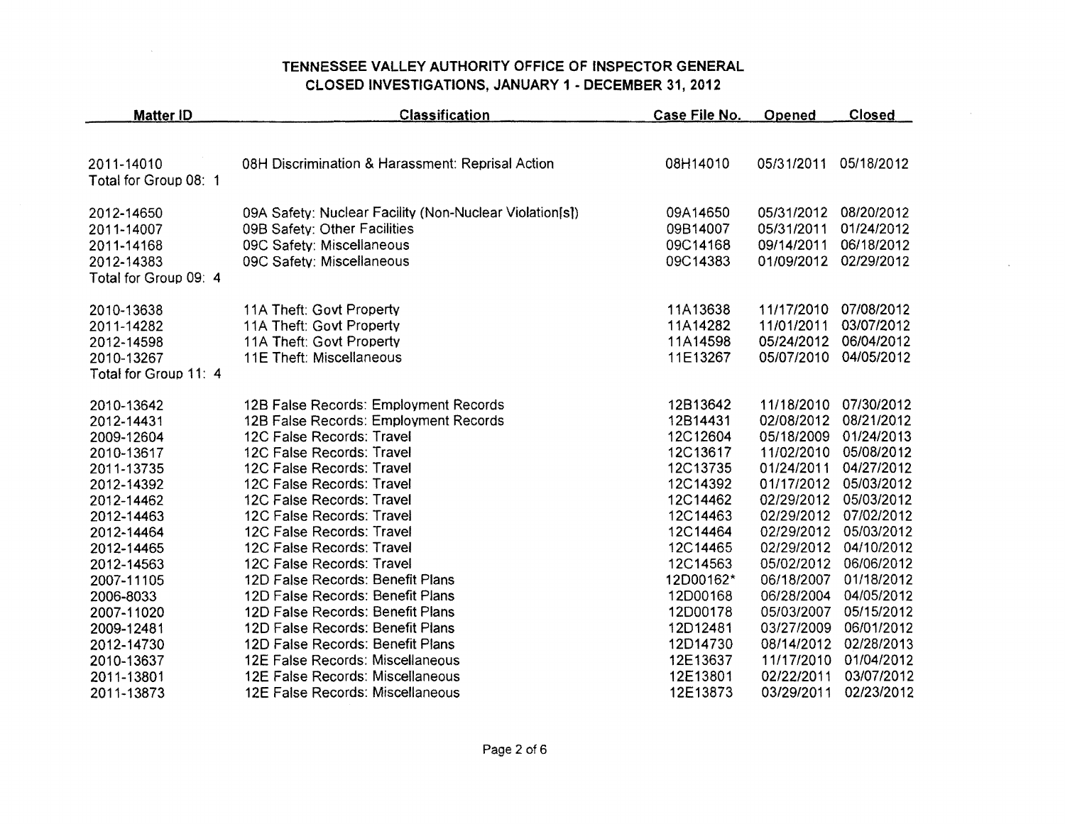# TENNESSEE VALLEY AUTHORITY OFFICE OF INSPECTOR GENERAL
## CLOSED INVESTIGATIONS, JANUARY 1 - DECEMBER 31, 2012

| Matter ID | Classification | Case File No. | Opened | Closed |
|---|---|---|---|---|
| 2011-14010 | 08H Discrimination & Harassment: Reprisal Action | 08H14010 | 05/31/2011 | 05/18/2012 |
| Total for Group 08: 1 | | | | |
| 2012-14650 | 09A Safety: Nuclear Facility (Non-Nuclear Violation[s]) | 09A14650 | 05/31/2012 | 08/20/2012 |
| 2011-14007 | 09B Safety: Other Facilities | 09B14007 | 05/31/2011 | 01/24/2012 |
| 2011-14168 | 09C Safety: Miscellaneous | 09C14168 | 09/14/2011 | 06/18/2012 |
| 2012-14383 | 09C Safety: Miscellaneous | 09C14383 | 01/09/2012 | 02/29/2012 |
| Total for Group 09: 4 | | | | |
| 2010-13638 | 11A Theft: Govt Property | 11A13638 | 11/17/2010 | 07/08/2012 |
| 2011-14282 | 11A Theft: Govt Property | 11A14282 | 11/01/2011 | 03/07/2012 |
| 2012-14598 | 11A Theft: Govt Property | 11A14598 | 05/24/2012 | 06/04/2012 |
| 2010-13267 | 11E Theft: Miscellaneous | 11E13267 | 05/07/2010 | 04/05/2012 |
| Total for Group 11: 4 | | | | |
| 2010-13642 | 12B False Records: Employment Records | 12B13642 | 11/18/2010 | 07/30/2012 |
| 2012-14431 | 12B False Records: Employment Records | 12B14431 | 02/08/2012 | 08/21/2012 |
| 2009-12604 | 12C False Records: Travel | 12C12604 | 05/18/2009 | 01/24/2013 |
| 2010-13617 | 12C False Records: Travel | 12C13617 | 11/02/2010 | 05/08/2012 |
| 2011-13735 | 12C False Records: Travel | 12C13735 | 01/24/2011 | 04/27/2012 |
| 2012-14392 | 12C False Records: Travel | 12C14392 | 01/17/2012 | 05/03/2012 |
| 2012-14462 | 12C False Records: Travel | 12C14462 | 02/29/2012 | 05/03/2012 |
| 2012-14463 | 12C False Records: Travel | 12C14463 | 02/29/2012 | 07/02/2012 |
| 2012-14464 | 12C False Records: Travel | 12C14464 | 02/29/2012 | 05/03/2012 |
| 2012-14465 | 12C False Records: Travel | 12C14465 | 02/29/2012 | 04/10/2012 |
| 2012-14563 | 12C False Records: Travel | 12C14563 | 05/02/2012 | 06/06/2012 |
| 2007-11105 | 12D False Records: Benefit Plans | 12D00162* | 06/18/2007 | 01/18/2012 |
| 2006-8033 | 12D False Records: Benefit Plans | 12D00168 | 06/28/2004 | 04/05/2012 |
| 2007-11020 | 12D False Records: Benefit Plans | 12D00178 | 05/03/2007 | 05/15/2012 |
| 2009-12481 | 12D False Records: Benefit Plans | 12D12481 | 03/27/2009 | 06/01/2012 |
| 2012-14730 | 12D False Records: Benefit Plans | 12D14730 | 08/14/2012 | 02/28/2013 |
| 2010-13637 | 12E False Records: Miscellaneous | 12E13637 | 11/17/2010 | 01/04/2012 |
| 2011-13801 | 12E False Records: Miscellaneous | 12E13801 | 02/22/2011 | 03/07/2012 |
| 2011-13873 | 12E False Records: Miscellaneous | 12E13873 | 03/29/2011 | 02/23/2012 |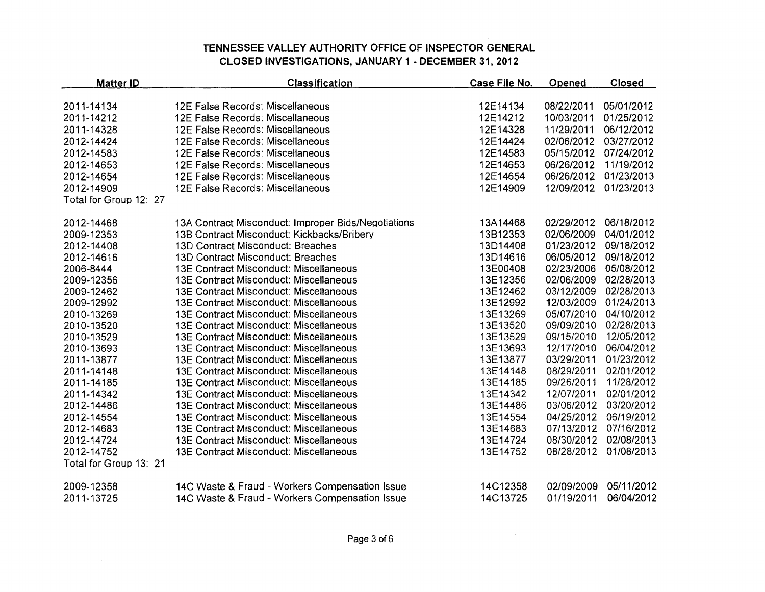## TENNESSEE VALLEY AUTHORITY OFFICE OF INSPECTOR GENERAL
## CLOSED INVESTIGATIONS, JANUARY 1 - DECEMBER 31, 2012

| Matter ID | Classification | Case File No. | Opened | Closed |
|---|---|---|---|---|
| 2011-14134 | 12E False Records: Miscellaneous | 12E14134 | 08/22/2011 | 05/01/2012 |
| 2011-14212 | 12E False Records: Miscellaneous | 12E14212 | 10/03/2011 | 01/25/2012 |
| 2011-14328 | 12E False Records: Miscellaneous | 12E14328 | 11/29/2011 | 06/12/2012 |
| 2012-14424 | 12E False Records: Miscellaneous | 12E14424 | 02/06/2012 | 03/27/2012 |
| 2012-14583 | 12E False Records: Miscellaneous | 12E14583 | 05/15/2012 | 07/24/2012 |
| 2012-14653 | 12E False Records: Miscellaneous | 12E14653 | 06/26/2012 | 11/19/2012 |
| 2012-14654 | 12E False Records: Miscellaneous | 12E14654 | 06/26/2012 | 01/23/2013 |
| 2012-14909 | 12E False Records: Miscellaneous | 12E14909 | 12/09/2012 | 01/23/2013 |
| Total for Group 12: 27 | | | | |
| | | | | |
| 2012-14468 | 13A Contract Misconduct: Improper Bids/Negotiations | 13A14468 | 02/29/2012 | 06/18/2012 |
| 2009-12353 | 13B Contract Misconduct: Kickbacks/Bribery | 13B12353 | 02/06/2009 | 04/01/2012 |
| 2012-14408 | 13D Contract Misconduct: Breaches | 13D14408 | 01/23/2012 | 09/18/2012 |
| 2012-14616 | 13D Contract Misconduct: Breaches | 13D14616 | 06/05/2012 | 09/18/2012 |
| 2006-8444 | 13E Contract Misconduct: Miscellaneous | 13E00408 | 02/23/2006 | 05/08/2012 |
| 2009-12356 | 13E Contract Misconduct: Miscellaneous | 13E12356 | 02/06/2009 | 02/28/2013 |
| 2009-12462 | 13E Contract Misconduct: Miscellaneous | 13E12462 | 03/12/2009 | 02/28/2013 |
| 2009-12992 | 13E Contract Misconduct: Miscellaneous | 13E12992 | 12/03/2009 | 01/24/2013 |
| 2010-13269 | 13E Contract Misconduct: Miscellaneous | 13E13269 | 05/07/2010 | 04/10/2012 |
| 2010-13520 | 13E Contract Misconduct: Miscellaneous | 13E13520 | 09/09/2010 | 02/28/2013 |
| 2010-13529 | 13E Contract Misconduct: Miscellaneous | 13E13529 | 09/15/2010 | 12/05/2012 |
| 2010-13693 | 13E Contract Misconduct: Miscellaneous | 13E13693 | 12/17/2010 | 06/04/2012 |
| 2011-13877 | 13E Contract Misconduct: Miscellaneous | 13E13877 | 03/29/2011 | 01/23/2012 |
| 2011-14148 | 13E Contract Misconduct: Miscellaneous | 13E14148 | 08/29/2011 | 02/01/2012 |
| 2011-14185 | 13E Contract Misconduct: Miscellaneous | 13E14185 | 09/26/2011 | 11/28/2012 |
| 2011-14342 | 13E Contract Misconduct: Miscellaneous | 13E14342 | 12/07/2011 | 02/01/2012 |
| 2012-14486 | 13E Contract Misconduct: Miscellaneous | 13E14486 | 03/06/2012 | 03/20/2012 |
| 2012-14554 | 13E Contract Misconduct: Miscellaneous | 13E14554 | 04/25/2012 | 06/19/2012 |
| 2012-14683 | 13E Contract Misconduct: Miscellaneous | 13E14683 | 07/13/2012 | 07/16/2012 |
| 2012-14724 | 13E Contract Misconduct: Miscellaneous | 13E14724 | 08/30/2012 | 02/08/2013 |
| 2012-14752 | 13E Contract Misconduct: Miscellaneous | 13E14752 | 08/28/2012 | 01/08/2013 |
| Total for Group 13: 21 | | | | |
| | | | | |
| 2009-12358 | 14C Waste & Fraud - Workers Compensation Issue | 14C12358 | 02/09/2009 | 05/11/2012 |
| 2011-13725 | 14C Waste & Fraud - Workers Compensation Issue | 14C13725 | 01/19/2011 | 06/04/2012 |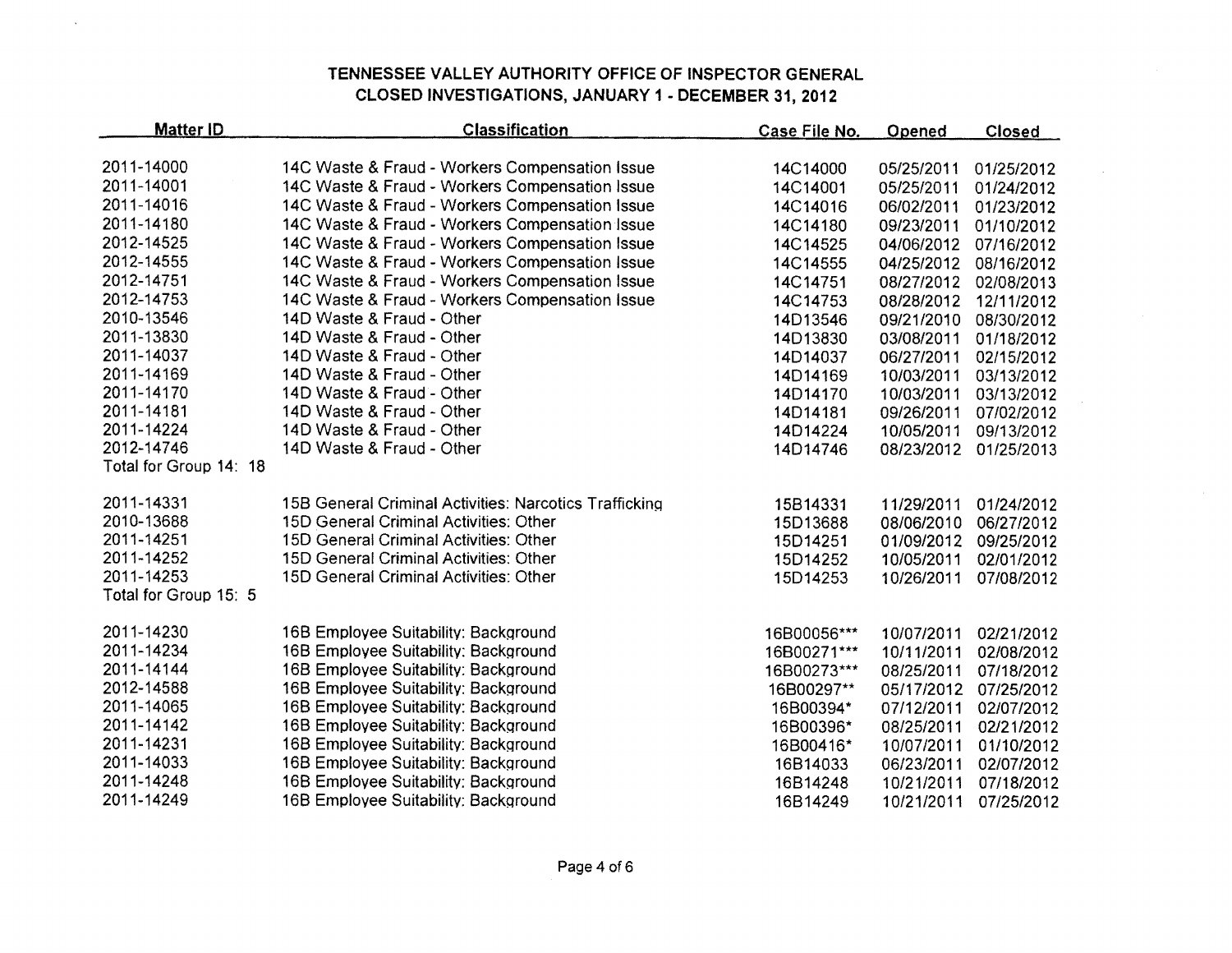# TENNESSEE VALLEY AUTHORITY OFFICE OF INSPECTOR GENERAL
## CLOSED INVESTIGATIONS, JANUARY 1 - DECEMBER 31, 2012

| Matter ID | Classification | Case File No. | Opened | Closed |
|---|---|---|---|---|
| 2011-14000 | 14C Waste & Fraud - Workers Compensation Issue | 14C14000 | 05/25/2011 | 01/25/2012 |
| 2011-14001 | 14C Waste & Fraud - Workers Compensation Issue | 14C14001 | 05/25/2011 | 01/24/2012 |
| 2011-14016 | 14C Waste & Fraud - Workers Compensation Issue | 14C14016 | 06/02/2011 | 01/23/2012 |
| 2011-14180 | 14C Waste & Fraud - Workers Compensation Issue | 14C14180 | 09/23/2011 | 01/10/2012 |
| 2012-14525 | 14C Waste & Fraud - Workers Compensation Issue | 14C14525 | 04/06/2012 | 07/16/2012 |
| 2012-14555 | 14C Waste & Fraud - Workers Compensation Issue | 14C14555 | 04/25/2012 | 08/16/2012 |
| 2012-14751 | 14C Waste & Fraud - Workers Compensation Issue | 14C14751 | 08/27/2012 | 02/08/2013 |
| 2012-14753 | 14C Waste & Fraud - Workers Compensation Issue | 14C14753 | 08/28/2012 | 12/11/2012 |
| 2010-13546 | 14D Waste & Fraud - Other | 14D13546 | 09/21/2010 | 08/30/2012 |
| 2011-13830 | 14D Waste & Fraud - Other | 14D13830 | 03/08/2011 | 01/18/2012 |
| 2011-14037 | 14D Waste & Fraud - Other | 14D14037 | 06/27/2011 | 02/15/2012 |
| 2011-14169 | 14D Waste & Fraud - Other | 14D14169 | 10/03/2011 | 03/13/2012 |
| 2011-14170 | 14D Waste & Fraud - Other | 14D14170 | 10/03/2011 | 03/13/2012 |
| 2011-14181 | 14D Waste & Fraud - Other | 14D14181 | 09/26/2011 | 07/02/2012 |
| 2011-14224 | 14D Waste & Fraud - Other | 14D14224 | 10/05/2011 | 09/13/2012 |
| 2012-14746 | 14D Waste & Fraud - Other | 14D14746 | 08/23/2012 | 01/25/2013 |
| Total for Group 14: 18 | | | | |
| 2011-14331 | 15B General Criminal Activities: Narcotics Trafficking | 15B14331 | 11/29/2011 | 01/24/2012 |
| 2010-13688 | 15D General Criminal Activities: Other | 15D13688 | 08/06/2010 | 06/27/2012 |
| 2011-14251 | 15D General Criminal Activities: Other | 15D14251 | 01/09/2012 | 09/25/2012 |
| 2011-14252 | 15D General Criminal Activities: Other | 15D14252 | 10/05/2011 | 02/01/2012 |
| 2011-14253 | 15D General Criminal Activities: Other | 15D14253 | 10/26/2011 | 07/08/2012 |
| Total for Group 15: 5 | | | | |
| 2011-14230 | 16B Employee Suitability: Background | 16B00056*** | 10/07/2011 | 02/21/2012 |
| 2011-14234 | 16B Employee Suitability: Background | 16B00271*** | 10/11/2011 | 02/08/2012 |
| 2011-14144 | 16B Employee Suitability: Background | 16B00273*** | 08/25/2011 | 07/18/2012 |
| 2012-14588 | 16B Employee Suitability: Background | 16B00297** | 05/17/2012 | 07/25/2012 |
| 2011-14065 | 16B Employee Suitability: Background | 16B00394* | 07/12/2011 | 02/07/2012 |
| 2011-14142 | 16B Employee Suitability: Background | 16B00396* | 08/25/2011 | 02/21/2012 |
| 2011-14231 | 16B Employee Suitability: Background | 16B00416* | 10/07/2011 | 01/10/2012 |
| 2011-14033 | 16B Employee Suitability: Background | 16B14033 | 06/23/2011 | 02/07/2012 |
| 2011-14248 | 16B Employee Suitability: Background | 16B14248 | 10/21/2011 | 07/18/2012 |
| 2011-14249 | 16B Employee Suitability: Background | 16B14249 | 10/21/2011 | 07/25/2012 |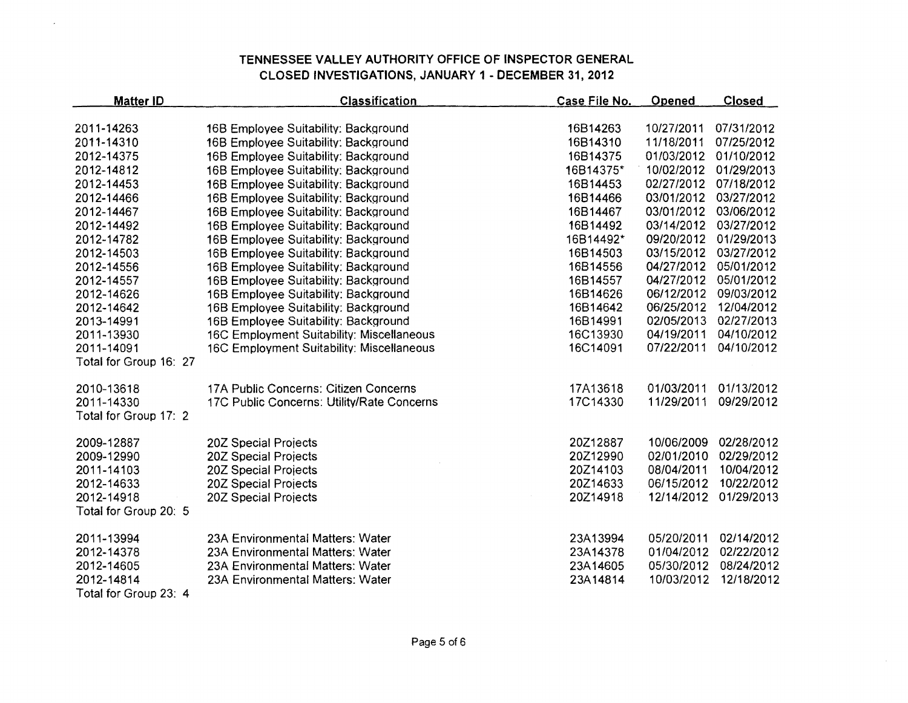# TENNESSEE VALLEY AUTHORITY OFFICE OF INSPECTOR GENERAL
## CLOSED INVESTIGATIONS, JANUARY 1 - DECEMBER 31, 2012

| Matter ID | Classification | Case File No. | Opened | Closed |
|---|---|---|---|---|
| 2011-14263 | 16B Employee Suitability: Background | 16B14263 | 10/27/2011 | 07/31/2012 |
| 2011-14310 | 16B Employee Suitability: Background | 16B14310 | 11/18/2011 | 07/25/2012 |
| 2012-14375 | 16B Employee Suitability: Background | 16B14375 | 01/03/2012 | 01/10/2012 |
| 2012-14812 | 16B Employee Suitability: Background | 16B14375* | 10/02/2012 | 01/29/2013 |
| 2012-14453 | 16B Employee Suitability: Background | 16B14453 | 02/27/2012 | 07/18/2012 |
| 2012-14466 | 16B Employee Suitability: Background | 16B14466 | 03/01/2012 | 03/27/2012 |
| 2012-14467 | 16B Employee Suitability: Background | 16B14467 | 03/01/2012 | 03/06/2012 |
| 2012-14492 | 16B Employee Suitability: Background | 16B14492 | 03/14/2012 | 03/27/2012 |
| 2012-14782 | 16B Employee Suitability: Background | 16B14492* | 09/20/2012 | 01/29/2013 |
| 2012-14503 | 16B Employee Suitability: Background | 16B14503 | 03/15/2012 | 03/27/2012 |
| 2012-14556 | 16B Employee Suitability: Background | 16B14556 | 04/27/2012 | 05/01/2012 |
| 2012-14557 | 16B Employee Suitability: Background | 16B14557 | 04/27/2012 | 05/01/2012 |
| 2012-14626 | 16B Employee Suitability: Background | 16B14626 | 06/12/2012 | 09/03/2012 |
| 2012-14642 | 16B Employee Suitability: Background | 16B14642 | 06/25/2012 | 12/04/2012 |
| 2013-14991 | 16B Employee Suitability: Background | 16B14991 | 02/05/2013 | 02/27/2013 |
| 2011-13930 | 16C Employment Suitability: Miscellaneous | 16C13930 | 04/19/2011 | 04/10/2012 |
| 2011-14091 | 16C Employment Suitability: Miscellaneous | 16C14091 | 07/22/2011 | 04/10/2012 |
| Total for Group 16: 27 | | | | |
| 2010-13618 | 17A Public Concerns: Citizen Concerns | 17A13618 | 01/03/2011 | 01/13/2012 |
| 2011-14330 | 17C Public Concerns: Utility/Rate Concerns | 17C14330 | 11/29/2011 | 09/29/2012 |
| Total for Group 17: 2 | | | | |
| 2009-12887 | 20Z Special Projects | 20Z12887 | 10/06/2009 | 02/28/2012 |
| 2009-12990 | 20Z Special Projects | 20Z12990 | 02/01/2010 | 02/29/2012 |
| 2011-14103 | 20Z Special Projects | 20Z14103 | 08/04/2011 | 10/04/2012 |
| 2012-14633 | 20Z Special Projects | 20Z14633 | 06/15/2012 | 10/22/2012 |
| 2012-14918 | 20Z Special Projects | 20Z14918 | 12/14/2012 | 01/29/2013 |
| Total for Group 20: 5 | | | | |
| 2011-13994 | 23A Environmental Matters: Water | 23A13994 | 05/20/2011 | 02/14/2012 |
| 2012-14378 | 23A Environmental Matters: Water | 23A14378 | 01/04/2012 | 02/22/2012 |
| 2012-14605 | 23A Environmental Matters: Water | 23A14605 | 05/30/2012 | 08/24/2012 |
| 2012-14814 | 23A Environmental Matters: Water | 23A14814 | 10/03/2012 | 12/18/2012 |
| Total for Group 23: 4 | | | | |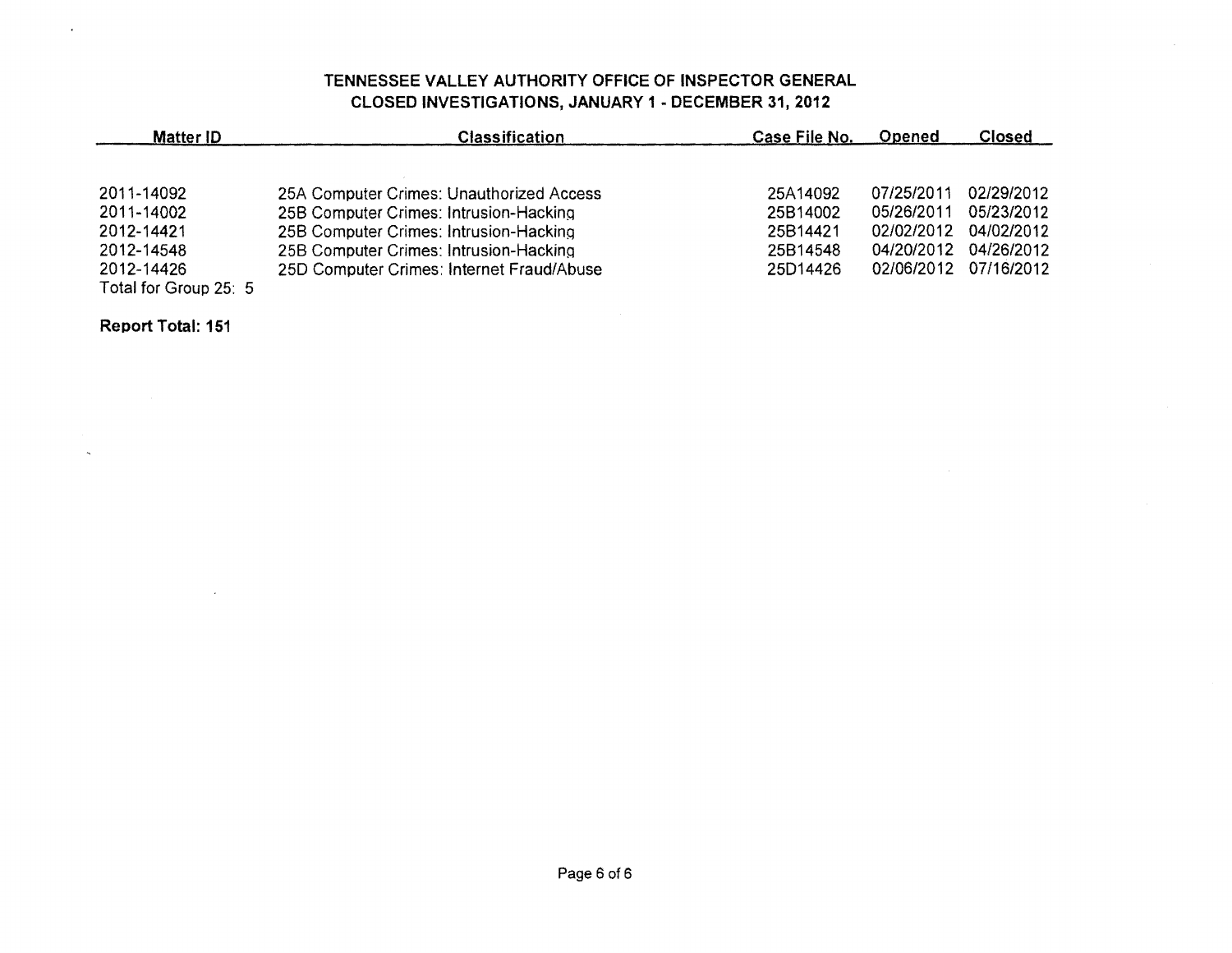**TENNESSEE VALLEY AUTHORITY OFFICE OF INSPECTOR GENERAL**
**CLOSED INVESTIGATIONS, JANUARY 1 - DECEMBER 31, 2012**

| Matter ID | Classification | Case File No. | Opened | Closed |
|---|---|---|---|---|
| 2011-14092 | 25A Computer Crimes: Unauthorized Access | 25A14092 | 07/25/2011 | 02/29/2012 |
| 2011-14002 | 25B Computer Crimes: Intrusion-Hacking | 25B14002 | 05/26/2011 | 05/23/2012 |
| 2012-14421 | 25B Computer Crimes: Intrusion-Hacking | 25B14421 | 02/02/2012 | 04/02/2012 |
| 2012-14548 | 25B Computer Crimes: Intrusion-Hacking | 25B14548 | 04/20/2012 | 04/26/2012 |
| 2012-14426 | 25D Computer Crimes: Internet Fraud/Abuse | 25D14426 | 02/06/2012 | 07/16/2012 |
| Total for Group 25: 5 | | | | |

**Report Total: 151**